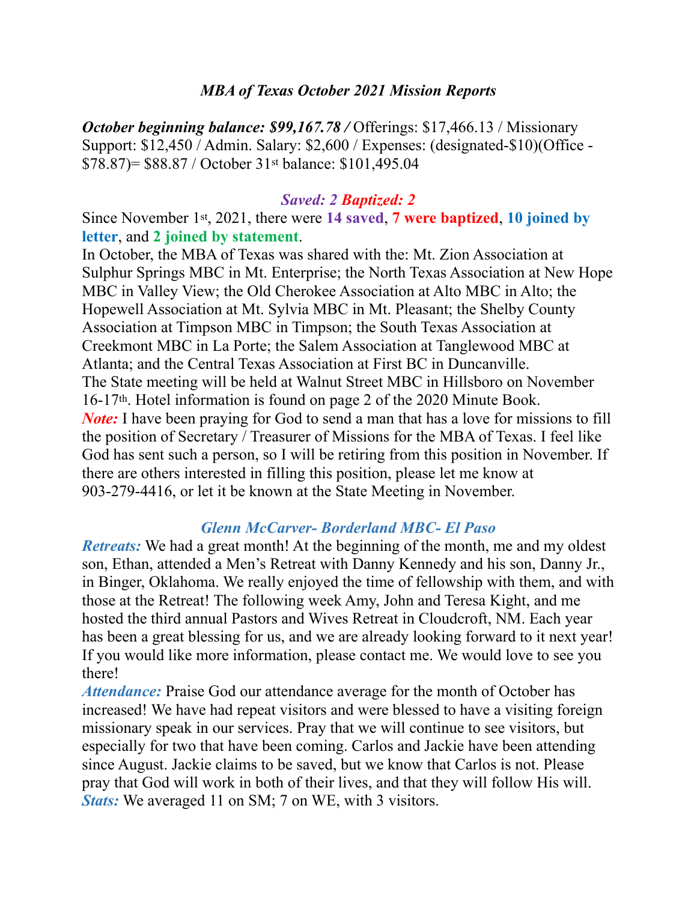## *MBA of Texas October 2021 Mission Reports*

***October beginning balance: $99,167.78 /*** Offerings: $17,466.13 / Missionary Support: $12,450 / Admin. Salary: $2,600 / Expenses: (designated-$10)(Office - $78.87)= $88.87 / October 31st balance: $101,495.04

***Saved: 2 Baptized: 2***

Since November 1st, 2021, there were **14 saved**, **7 were baptized**, **10 joined by letter**, and **2 joined by statement**.

In October, the MBA of Texas was shared with the: Mt. Zion Association at Sulphur Springs MBC in Mt. Enterprise; the North Texas Association at New Hope MBC in Valley View; the Old Cherokee Association at Alto MBC in Alto; the Hopewell Association at Mt. Sylvia MBC in Mt. Pleasant; the Shelby County Association at Timpson MBC in Timpson; the South Texas Association at Creekmont MBC in La Porte; the Salem Association at Tanglewood MBC at Atlanta; and the Central Texas Association at First BC in Duncanville.

The State meeting will be held at Walnut Street MBC in Hillsboro on November 16-17th. Hotel information is found on page 2 of the 2020 Minute Book.

***Note:*** I have been praying for God to send a man that has a love for missions to fill the position of Secretary / Treasurer of Missions for the MBA of Texas. I feel like God has sent such a person, so I will be retiring from this position in November. If there are others interested in filling this position, please let me know at 903-279-4416, or let it be known at the State Meeting in November.

### *Glenn McCarver- Borderland MBC- El Paso*

***Retreats:*** We had a great month! At the beginning of the month, me and my oldest son, Ethan, attended a Men's Retreat with Danny Kennedy and his son, Danny Jr., in Binger, Oklahoma. We really enjoyed the time of fellowship with them, and with those at the Retreat! The following week Amy, John and Teresa Kight, and me hosted the third annual Pastors and Wives Retreat in Cloudcroft, NM. Each year has been a great blessing for us, and we are already looking forward to it next year! If you would like more information, please contact me. We would love to see you there!

***Attendance:*** Praise God our attendance average for the month of October has increased! We have had repeat visitors and were blessed to have a visiting foreign missionary speak in our services. Pray that we will continue to see visitors, but especially for two that have been coming. Carlos and Jackie have been attending since August. Jackie claims to be saved, but we know that Carlos is not. Please pray that God will work in both of their lives, and that they will follow His will.

***Stats:*** We averaged 11 on SM; 7 on WE, with 3 visitors.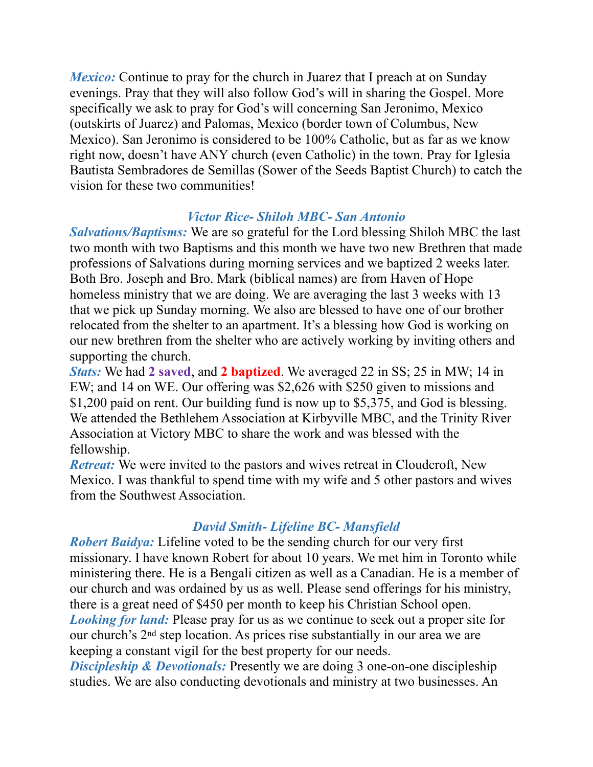***Mexico:*** Continue to pray for the church in Juarez that I preach at on Sunday evenings. Pray that they will also follow God's will in sharing the Gospel. More specifically we ask to pray for God's will concerning San Jeronimo, Mexico (outskirts of Juarez) and Palomas, Mexico (border town of Columbus, New Mexico). San Jeronimo is considered to be 100% Catholic, but as far as we know right now, doesn't have ANY church (even Catholic) in the town. Pray for Iglesia Bautista Sembradores de Semillas (Sower of the Seeds Baptist Church) to catch the vision for these two communities!

### *Victor Rice- Shiloh MBC- San Antonio*

***Salvations/Baptisms:*** We are so grateful for the Lord blessing Shiloh MBC the last two month with two Baptisms and this month we have two new Brethren that made professions of Salvations during morning services and we baptized 2 weeks later. Both Bro. Joseph and Bro. Mark (biblical names) are from Haven of Hope homeless ministry that we are doing. We are averaging the last 3 weeks with 13 that we pick up Sunday morning. We also are blessed to have one of our brother relocated from the shelter to an apartment. It's a blessing how God is working on our new brethren from the shelter who are actively working by inviting others and supporting the church.

***Stats:*** We had **2 saved**, and **2 baptized**. We averaged 22 in SS; 25 in MW; 14 in EW; and 14 on WE. Our offering was $2,626 with $250 given to missions and $1,200 paid on rent. Our building fund is now up to $5,375, and God is blessing. We attended the Bethlehem Association at Kirbyville MBC, and the Trinity River Association at Victory MBC to share the work and was blessed with the fellowship.

***Retreat:*** We were invited to the pastors and wives retreat in Cloudcroft, New Mexico. I was thankful to spend time with my wife and 5 other pastors and wives from the Southwest Association.

### *David Smith- Lifeline BC- Mansfield*

***Robert Baidya:*** Lifeline voted to be the sending church for our very first missionary. I have known Robert for about 10 years. We met him in Toronto while ministering there. He is a Bengali citizen as well as a Canadian. He is a member of our church and was ordained by us as well. Please send offerings for his ministry, there is a great need of $450 per month to keep his Christian School open.

***Looking for land:*** Please pray for us as we continue to seek out a proper site for our church's 2nd step location. As prices rise substantially in our area we are keeping a constant vigil for the best property for our needs.

***Discipleship & Devotionals:*** Presently we are doing 3 one-on-one discipleship studies. We are also conducting devotionals and ministry at two businesses. An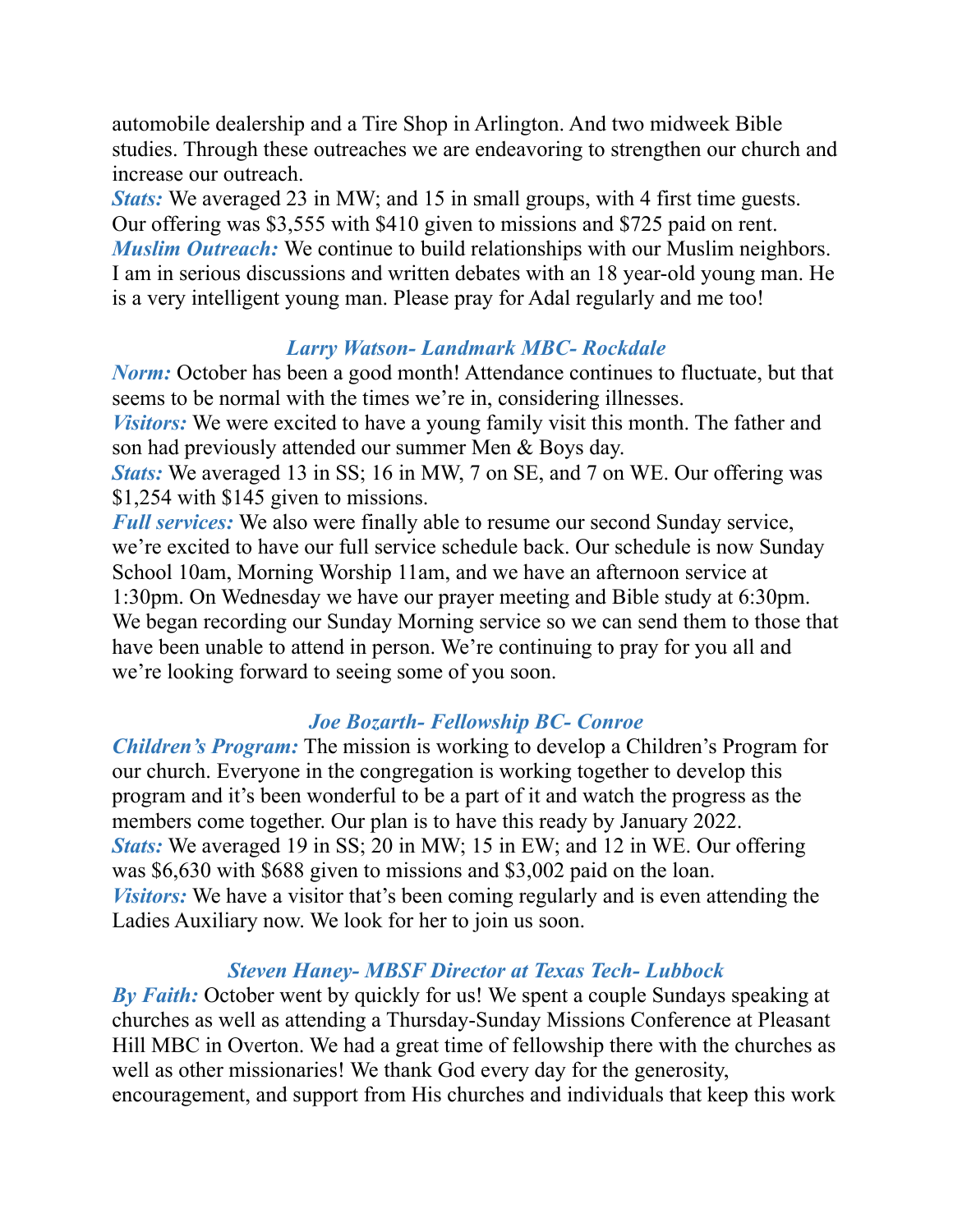automobile dealership and a Tire Shop in Arlington. And two midweek Bible studies. Through these outreaches we are endeavoring to strengthen our church and increase our outreach.

***Stats:*** We averaged 23 in MW; and 15 in small groups, with 4 first time guests. Our offering was $3,555 with $410 given to missions and $725 paid on rent.

***Muslim Outreach:*** We continue to build relationships with our Muslim neighbors. I am in serious discussions and written debates with an 18 year-old young man. He is a very intelligent young man. Please pray for Adal regularly and me too!

### *Larry Watson- Landmark MBC- Rockdale*

***Norm:*** October has been a good month! Attendance continues to fluctuate, but that seems to be normal with the times we're in, considering illnesses.

***Visitors:*** We were excited to have a young family visit this month. The father and son had previously attended our summer Men & Boys day.

***Stats:*** We averaged 13 in SS; 16 in MW, 7 on SE, and 7 on WE. Our offering was $1,254 with $145 given to missions.

***Full services:*** We also were finally able to resume our second Sunday service, we're excited to have our full service schedule back. Our schedule is now Sunday School 10am, Morning Worship 11am, and we have an afternoon service at 1:30pm. On Wednesday we have our prayer meeting and Bible study at 6:30pm. We began recording our Sunday Morning service so we can send them to those that have been unable to attend in person. We're continuing to pray for you all and we're looking forward to seeing some of you soon.

### *Joe Bozarth- Fellowship BC- Conroe*

***Children's Program:*** The mission is working to develop a Children's Program for our church. Everyone in the congregation is working together to develop this program and it's been wonderful to be a part of it and watch the progress as the members come together. Our plan is to have this ready by January 2022.

***Stats:*** We averaged 19 in SS; 20 in MW; 15 in EW; and 12 in WE. Our offering was $6,630 with $688 given to missions and $3,002 paid on the loan.

***Visitors:*** We have a visitor that's been coming regularly and is even attending the Ladies Auxiliary now. We look for her to join us soon.

### *Steven Haney- MBSF Director at Texas Tech- Lubbock*

***By Faith:*** October went by quickly for us! We spent a couple Sundays speaking at churches as well as attending a Thursday-Sunday Missions Conference at Pleasant Hill MBC in Overton. We had a great time of fellowship there with the churches as well as other missionaries! We thank God every day for the generosity, encouragement, and support from His churches and individuals that keep this work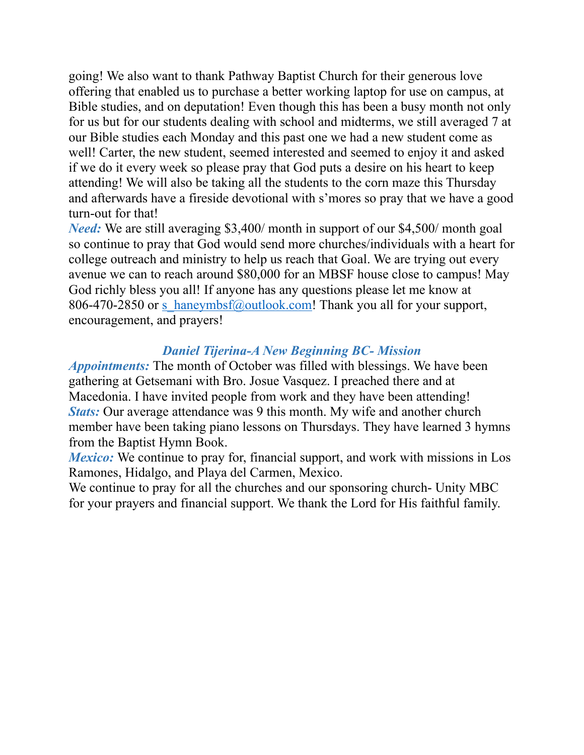going! We also want to thank Pathway Baptist Church for their generous love offering that enabled us to purchase a better working laptop for use on campus, at Bible studies, and on deputation! Even though this has been a busy month not only for us but for our students dealing with school and midterms, we still averaged 7 at our Bible studies each Monday and this past one we had a new student come as well! Carter, the new student, seemed interested and seemed to enjoy it and asked if we do it every week so please pray that God puts a desire on his heart to keep attending! We will also be taking all the students to the corn maze this Thursday and afterwards have a fireside devotional with s'mores so pray that we have a good turn-out for that!

***Need:*** We are still averaging $3,400/ month in support of our $4,500/ month goal so continue to pray that God would send more churches/individuals with a heart for college outreach and ministry to help us reach that Goal. We are trying out every avenue we can to reach around $80,000 for an MBSF house close to campus! May God richly bless you all! If anyone has any questions please let me know at 806-470-2850 or s_haneymbsf@outlook.com! Thank you all for your support, encouragement, and prayers!

### *Daniel Tijerina-A New Beginning BC- Mission*

***Appointments:*** The month of October was filled with blessings. We have been gathering at Getsemani with Bro. Josue Vasquez. I preached there and at Macedonia. I have invited people from work and they have been attending!

***Stats:*** Our average attendance was 9 this month. My wife and another church member have been taking piano lessons on Thursdays. They have learned 3 hymns from the Baptist Hymn Book.

***Mexico:*** We continue to pray for, financial support, and work with missions in Los Ramones, Hidalgo, and Playa del Carmen, Mexico.

We continue to pray for all the churches and our sponsoring church- Unity MBC for your prayers and financial support. We thank the Lord for His faithful family.